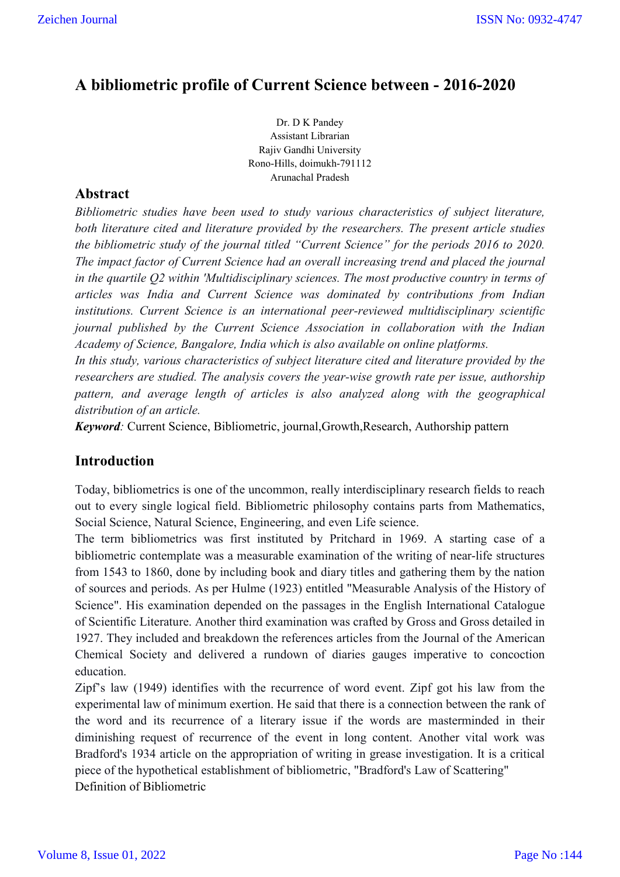# A bibliometric profile of Current Science between - 2016-2020

Dr. D K Pandey
Assistant Librarian
Rajiv Gandhi University
Rono-Hills, doimukh-791112
Arunachal Pradesh

## Abstract

*Bibliometric studies have been used to study various characteristics of subject literature, both literature cited and literature provided by the researchers. The present article studies the bibliometric study of the journal titled "Current Science" for the periods 2016 to 2020. The impact factor of Current Science had an overall increasing trend and placed the journal in the quartile Q2 within 'Multidisciplinary sciences. The most productive country in terms of articles was India and Current Science was dominated by contributions from Indian institutions. Current Science is an international peer-reviewed multidisciplinary scientific journal published by the Current Science Association in collaboration with the Indian Academy of Science, Bangalore, India which is also available on online platforms.*

*In this study, various characteristics of subject literature cited and literature provided by the researchers are studied. The analysis covers the year-wise growth rate per issue, authorship pattern, and average length of articles is also analyzed along with the geographical distribution of an article.*

***Keyword:*** Current Science, Bibliometric, journal,Growth,Research, Authorship pattern

## Introduction

Today, bibliometrics is one of the uncommon, really interdisciplinary research fields to reach out to every single logical field. Bibliometric philosophy contains parts from Mathematics, Social Science, Natural Science, Engineering, and even Life science.

The term bibliometrics was first instituted by Pritchard in 1969. A starting case of a bibliometric contemplate was a measurable examination of the writing of near-life structures from 1543 to 1860, done by including book and diary titles and gathering them by the nation of sources and periods. As per Hulme (1923) entitled "Measurable Analysis of the History of Science". His examination depended on the passages in the English International Catalogue of Scientific Literature. Another third examination was crafted by Gross and Gross detailed in 1927. They included and breakdown the references articles from the Journal of the American Chemical Society and delivered a rundown of diaries gauges imperative to concoction education.

Zipf's law (1949) identifies with the recurrence of word event. Zipf got his law from the experimental law of minimum exertion. He said that there is a connection between the rank of the word and its recurrence of a literary issue if the words are masterminded in their diminishing request of recurrence of the event in long content. Another vital work was Bradford's 1934 article on the appropriation of writing in grease investigation. It is a critical piece of the hypothetical establishment of bibliometric, "Bradford's Law of Scattering"

Definition of Bibliometric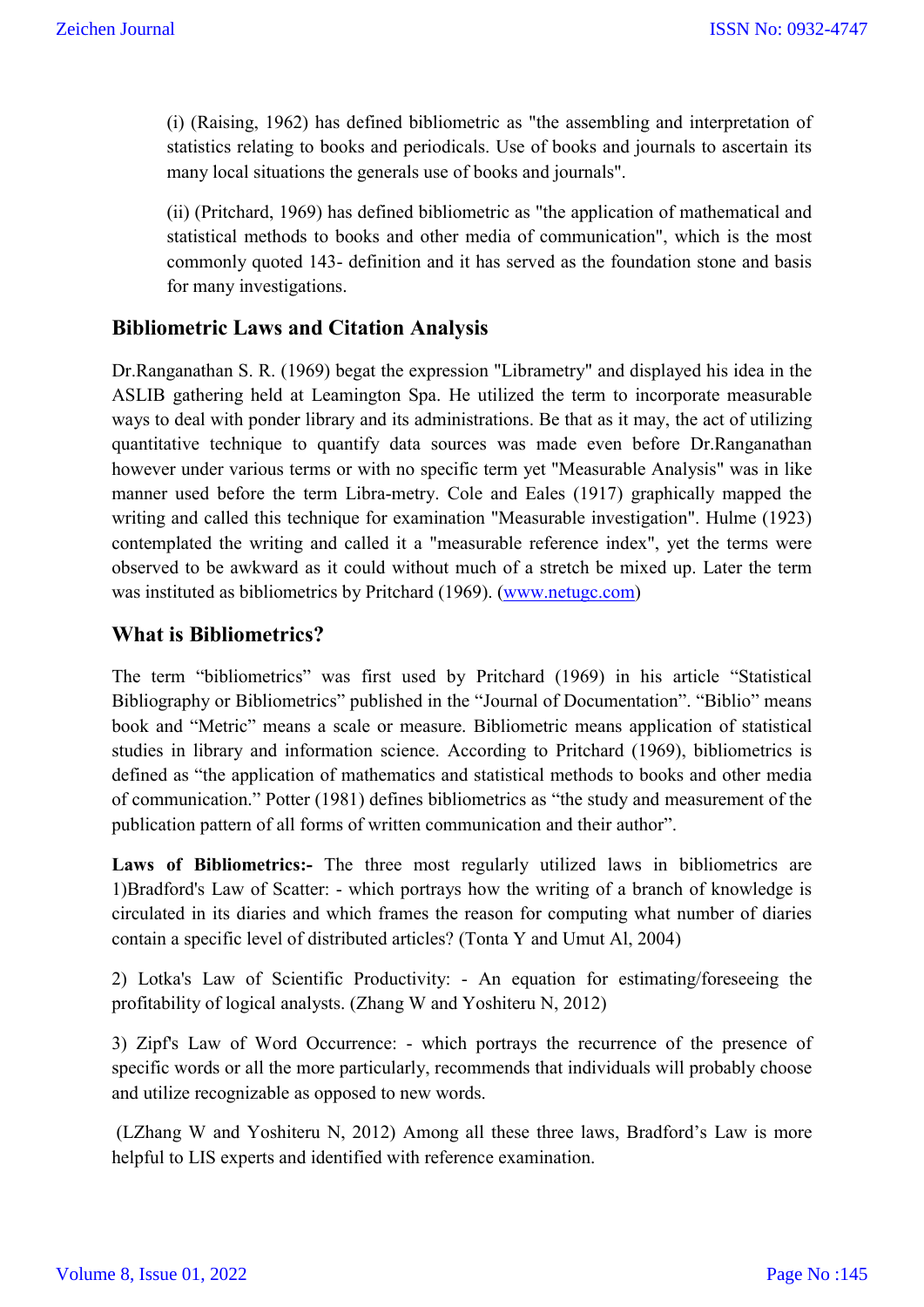(i) (Raising, 1962) has defined bibliometric as "the assembling and interpretation of statistics relating to books and periodicals. Use of books and journals to ascertain its many local situations the generals use of books and journals".

(ii) (Pritchard, 1969) has defined bibliometric as "the application of mathematical and statistical methods to books and other media of communication", which is the most commonly quoted 143- definition and it has served as the foundation stone and basis for many investigations.

## Bibliometric Laws and Citation Analysis

Dr.Ranganathan S. R. (1969) begat the expression "Librametry" and displayed his idea in the ASLIB gathering held at Leamington Spa. He utilized the term to incorporate measurable ways to deal with ponder library and its administrations. Be that as it may, the act of utilizing quantitative technique to quantify data sources was made even before Dr.Ranganathan however under various terms or with no specific term yet "Measurable Analysis" was in like manner used before the term Libra-metry. Cole and Eales (1917) graphically mapped the writing and called this technique for examination "Measurable investigation". Hulme (1923) contemplated the writing and called it a "measurable reference index", yet the terms were observed to be awkward as it could without much of a stretch be mixed up. Later the term was instituted as bibliometrics by Pritchard (1969). (www.netugc.com)

## What is Bibliometrics?

The term “bibliometrics” was first used by Pritchard (1969) in his article “Statistical Bibliography or Bibliometrics” published in the “Journal of Documentation”. “Biblio” means book and “Metric” means a scale or measure. Bibliometric means application of statistical studies in library and information science. According to Pritchard (1969), bibliometrics is defined as “the application of mathematics and statistical methods to books and other media of communication.” Potter (1981) defines bibliometrics as “the study and measurement of the publication pattern of all forms of written communication and their author”.

**Laws of Bibliometrics:-** The three most regularly utilized laws in bibliometrics are 1)Bradford's Law of Scatter: - which portrays how the writing of a branch of knowledge is circulated in its diaries and which frames the reason for computing what number of diaries contain a specific level of distributed articles? (Tonta Y and Umut Al, 2004)

2) Lotka's Law of Scientific Productivity: - An equation for estimating/foreseeing the profitability of logical analysts. (Zhang W and Yoshiteru N, 2012)

3) Zipf's Law of Word Occurrence: - which portrays the recurrence of the presence of specific words or all the more particularly, recommends that individuals will probably choose and utilize recognizable as opposed to new words.

(LZhang W and Yoshiteru N, 2012) Among all these three laws, Bradford’s Law is more helpful to LIS experts and identified with reference examination.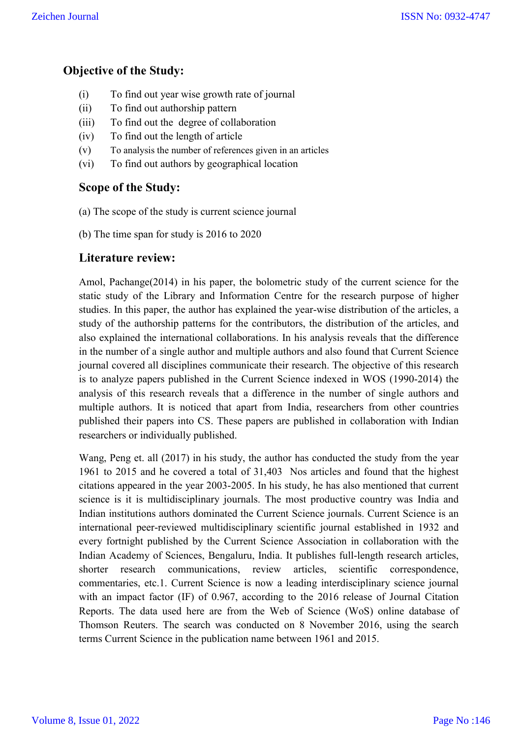## Objective of the Study:

(i) To find out year wise growth rate of journal
(ii) To find out authorship pattern
(iii) To find out the degree of collaboration
(iv) To find out the length of article
(v) To analysis the number of references given in an articles
(vi) To find out authors by geographical location

## Scope of the Study:

(a) The scope of the study is current science journal

(b) The time span for study is 2016 to 2020

## Literature review:

Amol, Pachange(2014) in his paper, the bolometric study of the current science for the static study of the Library and Information Centre for the research purpose of higher studies. In this paper, the author has explained the year-wise distribution of the articles, a study of the authorship patterns for the contributors, the distribution of the articles, and also explained the international collaborations. In his analysis reveals that the difference in the number of a single author and multiple authors and also found that Current Science journal covered all disciplines communicate their research. The objective of this research is to analyze papers published in the Current Science indexed in WOS (1990-2014) the analysis of this research reveals that a difference in the number of single authors and multiple authors. It is noticed that apart from India, researchers from other countries published their papers into CS. These papers are published in collaboration with Indian researchers or individually published.

Wang, Peng et. all (2017) in his study, the author has conducted the study from the year 1961 to 2015 and he covered a total of 31,403 Nos articles and found that the highest citations appeared in the year 2003-2005. In his study, he has also mentioned that current science is it is multidisciplinary journals. The most productive country was India and Indian institutions authors dominated the Current Science journals. Current Science is an international peer-reviewed multidisciplinary scientific journal established in 1932 and every fortnight published by the Current Science Association in collaboration with the Indian Academy of Sciences, Bengaluru, India. It publishes full-length research articles, shorter research communications, review articles, scientific correspondence, commentaries, etc.1. Current Science is now a leading interdisciplinary science journal with an impact factor (IF) of 0.967, according to the 2016 release of Journal Citation Reports. The data used here are from the Web of Science (WoS) online database of Thomson Reuters. The search was conducted on 8 November 2016, using the search terms Current Science in the publication name between 1961 and 2015.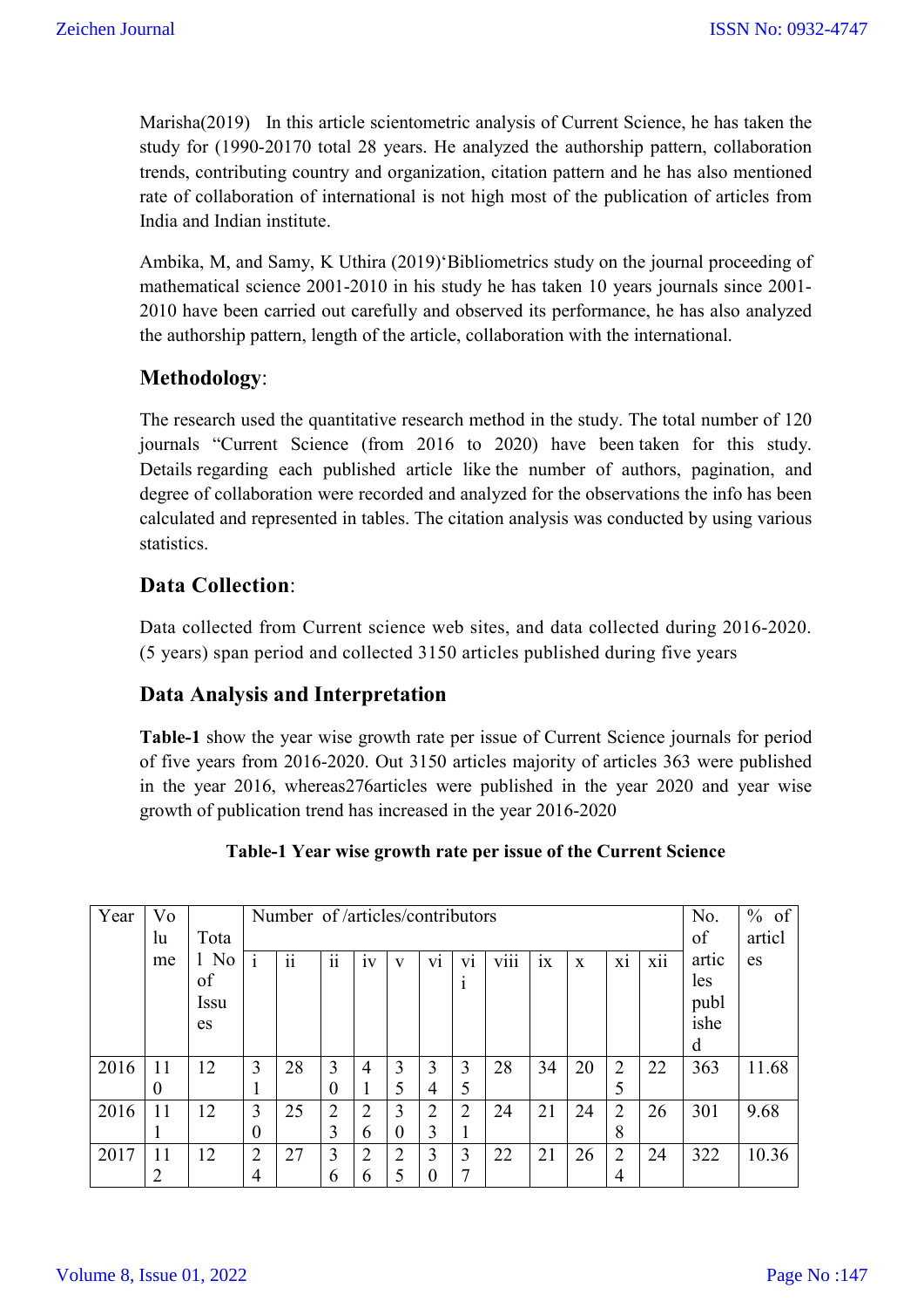Marisha(2019) In this article scientometric analysis of Current Science, he has taken the study for (1990-20170 total 28 years. He analyzed the authorship pattern, collaboration trends, contributing country and organization, citation pattern and he has also mentioned rate of collaboration of international is not high most of the publication of articles from India and Indian institute.

Ambika, M, and Samy, K Uthira (2019)'Bibliometrics study on the journal proceeding of mathematical science 2001-2010 in his study he has taken 10 years journals since 2001-2010 have been carried out carefully and observed its performance, he has also analyzed the authorship pattern, length of the article, collaboration with the international.

## Methodology:

The research used the quantitative research method in the study. The total number of 120 journals "Current Science (from 2016 to 2020) have been taken for this study. Details regarding each published article like the number of authors, pagination, and degree of collaboration were recorded and analyzed for the observations the info has been calculated and represented in tables. The citation analysis was conducted by using various statistics.

## Data Collection:

Data collected from Current science web sites, and data collected during 2016-2020. (5 years) span period and collected 3150 articles published during five years

## Data Analysis and Interpretation

**Table-1** show the year wise growth rate per issue of Current Science journals for period of five years from 2016-2020. Out 3150 articles majority of articles 363 were published in the year 2016, whereas276articles were published in the year 2020 and year wise growth of publication trend has increased in the year 2016-2020

**Table-1 Year wise growth rate per issue of the Current Science**

| Year | Volume | Total No of Issues | Number of /articles/contributors | | | | | | | | | | | | No. of articles published | % of articles |
|---|---|---|---|---|---|---|---|---|---|---|---|---|---|---|---|---|
| | | | i | ii | ii | iv | v | vi | vii | viii | ix | x | xi | xii | | |
| 2016 | 110 | 12 | 31 | 28 | 30 | 41 | 35 | 34 | 35 | 28 | 34 | 20 | 25 | 22 | 363 | 11.68 |
| 2016 | 111 | 12 | 30 | 25 | 23 | 26 | 30 | 23 | 21 | 24 | 21 | 24 | 28 | 26 | 301 | 9.68 |
| 2017 | 112 | 12 | 24 | 27 | 36 | 26 | 25 | 30 | 37 | 22 | 21 | 26 | 24 | 24 | 322 | 10.36 |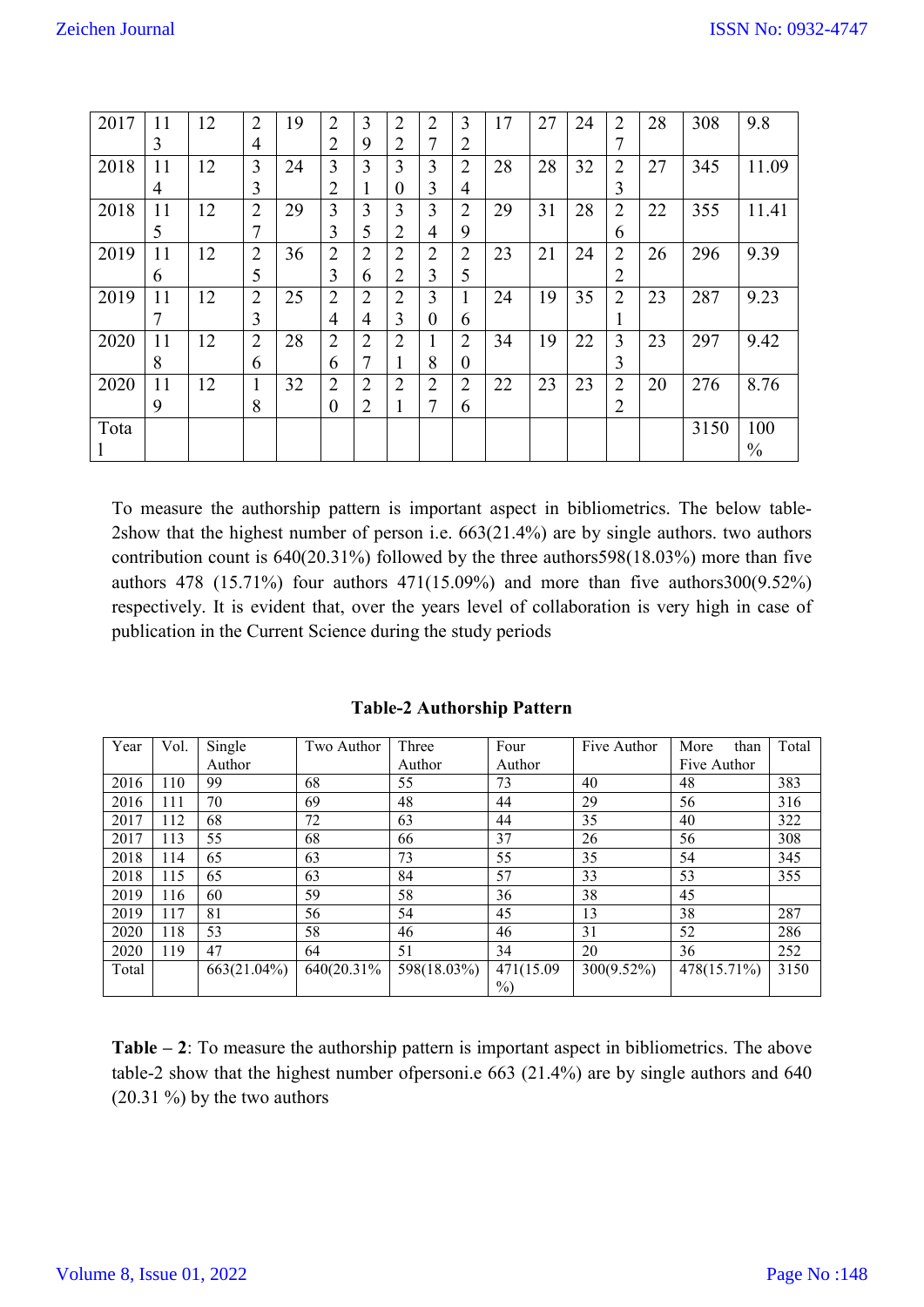| 2017 | 113 | 12 | 24 | 19 | 22 | 39 | 22 | 27 | 32 | 17 | 27 | 24 | 27 | 28 | 308 | 9.8 |
|---|---|---|---|---|---|---|---|---|---|---|---|---|---|---|---|---|
| 2018 | 114 | 12 | 33 | 24 | 32 | 31 | 30 | 33 | 24 | 28 | 28 | 32 | 23 | 27 | 345 | 11.09 |
| 2018 | 115 | 12 | 27 | 29 | 33 | 35 | 32 | 34 | 29 | 29 | 31 | 28 | 26 | 22 | 355 | 11.41 |
| 2019 | 116 | 12 | 25 | 36 | 23 | 26 | 22 | 23 | 25 | 23 | 21 | 24 | 22 | 26 | 296 | 9.39 |
| 2019 | 117 | 12 | 23 | 25 | 24 | 24 | 23 | 30 | 16 | 24 | 19 | 35 | 21 | 23 | 287 | 9.23 |
| 2020 | 118 | 12 | 26 | 28 | 26 | 27 | 21 | 18 | 20 | 34 | 19 | 22 | 33 | 23 | 297 | 9.42 |
| 2020 | 119 | 12 | 18 | 32 | 20 | 22 | 21 | 27 | 26 | 22 | 23 | 23 | 22 | 20 | 276 | 8.76 |
| Total | | | | | | | | | | | | | | | 3150 | 100 % |

To measure the authorship pattern is important aspect in bibliometrics. The below table-2show that the highest number of person i.e. 663(21.4%) are by single authors. two authors contribution count is 640(20.31%) followed by the three authors598(18.03%) more than five authors 478 (15.71%) four authors 471(15.09%) and more than five authors300(9.52%) respectively. It is evident that, over the years level of collaboration is very high in case of publication in the Current Science during the study periods

**Table-2 Authorship Pattern**

| Year | Vol. | Single Author | Two Author | Three Author | Four Author | Five Author | More than Five Author | Total |
|---|---|---|---|---|---|---|---|---|
| 2016 | 110 | 99 | 68 | 55 | 73 | 40 | 48 | 383 |
| 2016 | 111 | 70 | 69 | 48 | 44 | 29 | 56 | 316 |
| 2017 | 112 | 68 | 72 | 63 | 44 | 35 | 40 | 322 |
| 2017 | 113 | 55 | 68 | 66 | 37 | 26 | 56 | 308 |
| 2018 | 114 | 65 | 63 | 73 | 55 | 35 | 54 | 345 |
| 2018 | 115 | 65 | 63 | 84 | 57 | 33 | 53 | 355 |
| 2019 | 116 | 60 | 59 | 58 | 36 | 38 | 45 | |
| 2019 | 117 | 81 | 56 | 54 | 45 | 13 | 38 | 287 |
| 2020 | 118 | 53 | 58 | 46 | 46 | 31 | 52 | 286 |
| 2020 | 119 | 47 | 64 | 51 | 34 | 20 | 36 | 252 |
| Total | | 663(21.04%) | 640(20.31% | 598(18.03%) | 471(15.09 %) | 300(9.52%) | 478(15.71%) | 3150 |

**Table – 2**: To measure the authorship pattern is important aspect in bibliometrics. The above table-2 show that the highest number ofpersoni.e 663 (21.4%) are by single authors and 640 (20.31 %) by the two authors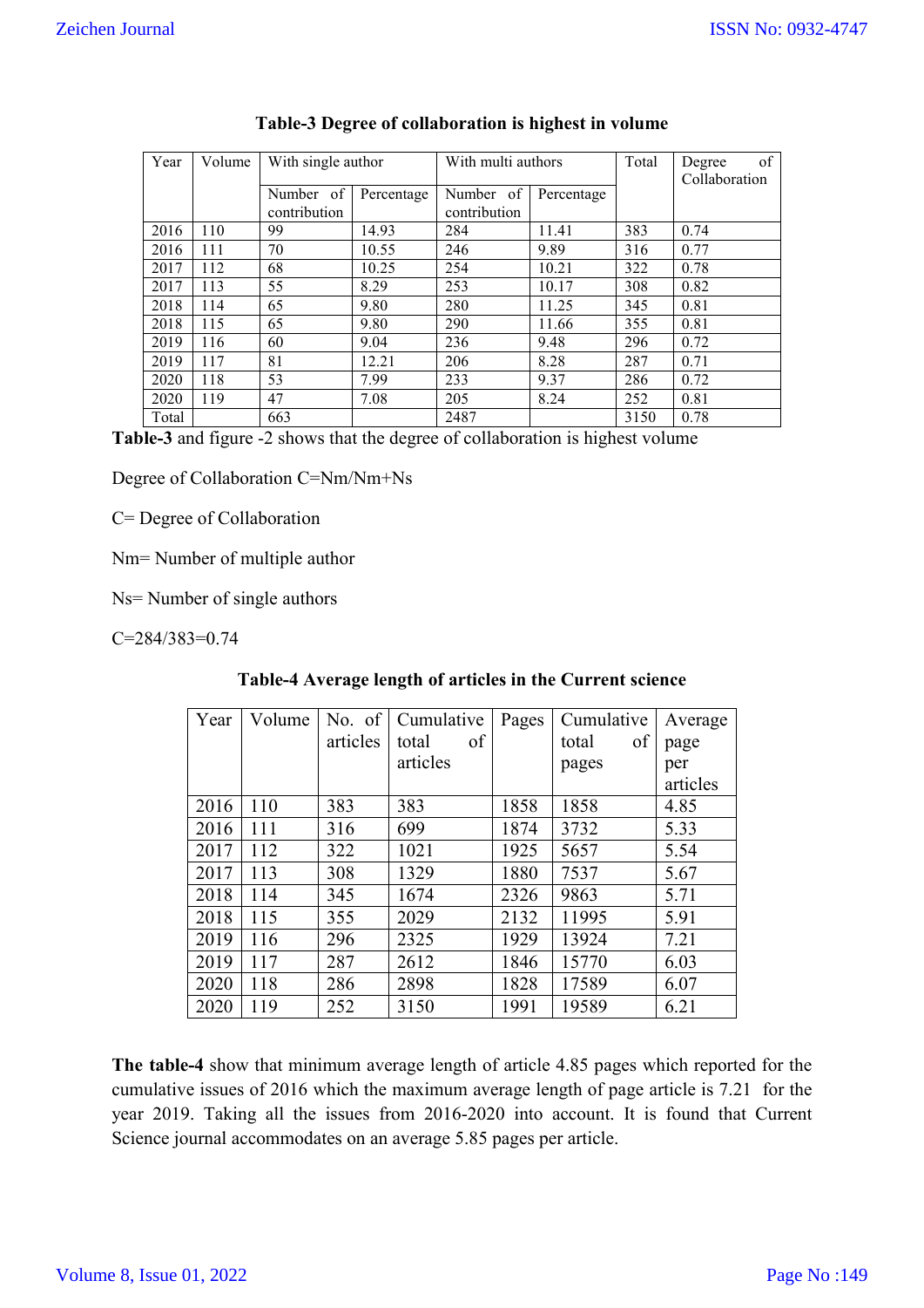**Table-3 Degree of collaboration is highest in volume**

| Year | Volume | With single author | | With multi authors | | Total | Degree of Collaboration |
|---|---|---|---|---|---|---|---|
| | | Number of contribution | Percentage | Number of contribution | Percentage | | |
| 2016 | 110 | 99 | 14.93 | 284 | 11.41 | 383 | 0.74 |
| 2016 | 111 | 70 | 10.55 | 246 | 9.89 | 316 | 0.77 |
| 2017 | 112 | 68 | 10.25 | 254 | 10.21 | 322 | 0.78 |
| 2017 | 113 | 55 | 8.29 | 253 | 10.17 | 308 | 0.82 |
| 2018 | 114 | 65 | 9.80 | 280 | 11.25 | 345 | 0.81 |
| 2018 | 115 | 65 | 9.80 | 290 | 11.66 | 355 | 0.81 |
| 2019 | 116 | 60 | 9.04 | 236 | 9.48 | 296 | 0.72 |
| 2019 | 117 | 81 | 12.21 | 206 | 8.28 | 287 | 0.71 |
| 2020 | 118 | 53 | 7.99 | 233 | 9.37 | 286 | 0.72 |
| 2020 | 119 | 47 | 7.08 | 205 | 8.24 | 252 | 0.81 |
| Total | | 663 | | 2487 | | 3150 | 0.78 |

**Table-3** and figure -2 shows that the degree of collaboration is highest volume

Degree of Collaboration C=Nm/Nm+Ns

C= Degree of Collaboration

Nm= Number of multiple author

Ns= Number of single authors

C=284/383=0.74

**Table-4 Average length of articles in the Current science**

| Year | Volume | No. of articles | Cumulative total of articles | Pages | Cumulative total of pages | Average page per articles |
|---|---|---|---|---|---|---|
| 2016 | 110 | 383 | 383 | 1858 | 1858 | 4.85 |
| 2016 | 111 | 316 | 699 | 1874 | 3732 | 5.33 |
| 2017 | 112 | 322 | 1021 | 1925 | 5657 | 5.54 |
| 2017 | 113 | 308 | 1329 | 1880 | 7537 | 5.67 |
| 2018 | 114 | 345 | 1674 | 2326 | 9863 | 5.71 |
| 2018 | 115 | 355 | 2029 | 2132 | 11995 | 5.91 |
| 2019 | 116 | 296 | 2325 | 1929 | 13924 | 7.21 |
| 2019 | 117 | 287 | 2612 | 1846 | 15770 | 6.03 |
| 2020 | 118 | 286 | 2898 | 1828 | 17589 | 6.07 |
| 2020 | 119 | 252 | 3150 | 1991 | 19589 | 6.21 |

**The table-4** show that minimum average length of article 4.85 pages which reported for the cumulative issues of 2016 which the maximum average length of page article is 7.21 for the year 2019. Taking all the issues from 2016-2020 into account. It is found that Current Science journal accommodates on an average 5.85 pages per article.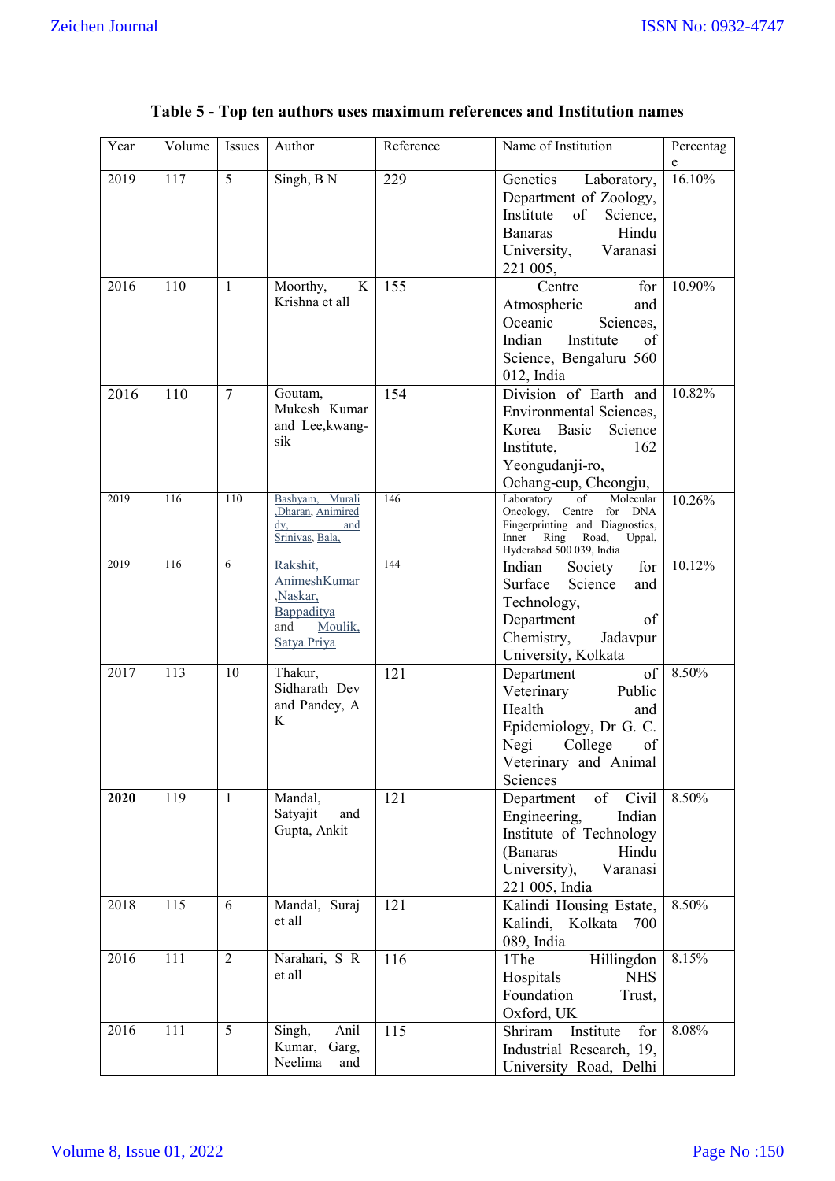**Table 5 - Top ten authors uses maximum references and Institution names**

| Year | Volume | Issues | Author | Reference | Name of Institution | Percentage |
|---|---|---|---|---|---|---|
| 2019 | 117 | 5 | Singh, B N | 229 | Genetics Laboratory, Department of Zoology, Institute of Science, Banaras Hindu University, Varanasi 221 005, | 16.10% |
| 2016 | 110 | 1 | Moorthy, K Krishna et all | 155 | Centre for Atmospheric and Oceanic Sciences, Indian Institute of Science, Bengaluru 560 012, India | 10.90% |
| 2016 | 110 | 7 | Goutam, Mukesh Kumar and Lee,kwang-sik | 154 | Division of Earth and Environmental Sciences, Korea Basic Science Institute, 162 Yeongudanji-ro, Ochang-eup, Cheongju, | 10.82% |
| 2019 | 116 | 110 | Bashyam, Murali ,Dharan, Animired dy, and Srinivas, Bala, | 146 | Laboratory of Molecular Oncology, Centre for DNA Fingerprinting and Diagnostics, Inner Ring Road, Uppal, Hyderabad 500 039, India | 10.26% |
| 2019 | 116 | 6 | Rakshit, AnimeshKumar ,Naskar, Bappaditya and Moulik, Satya Priya | 144 | Indian Society for Surface Science and Technology, Department of Chemistry, Jadavpur University, Kolkata | 10.12% |
| 2017 | 113 | 10 | Thakur, Sidharath Dev and Pandey, A K | 121 | Department of Veterinary Public Health and Epidemiology, Dr G. C. Negi College of Veterinary and Animal Sciences | 8.50% |
| **2020** | 119 | 1 | Mandal, Satyajit and Gupta, Ankit | 121 | Department of Civil Engineering, Indian Institute of Technology (Banaras Hindu University), Varanasi 221 005, India | 8.50% |
| 2018 | 115 | 6 | Mandal, Suraj et all | 121 | Kalindi Housing Estate, Kalindi, Kolkata 700 089, India | 8.50% |
| 2016 | 111 | 2 | Narahari, S R et all | 116 | 1The Hillingdon Hospitals NHS Foundation Trust, Oxford, UK | 8.15% |
| 2016 | 111 | 5 | Singh, Anil Kumar, Garg, Neelima and | 115 | Shriram Institute for Industrial Research, 19, University Road, Delhi | 8.08% |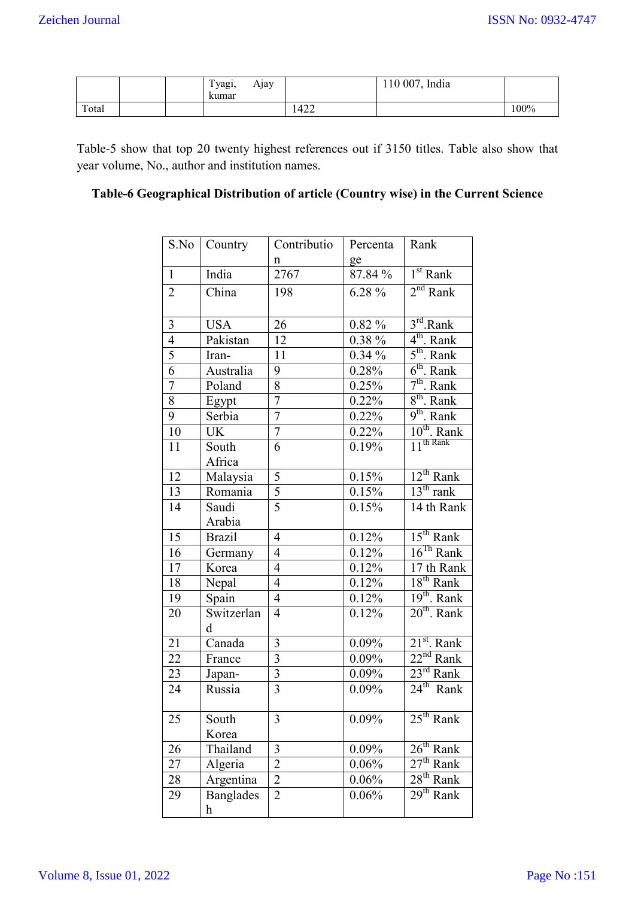|  |  |  | Tyagi, Ajay kumar |  | 110 007, India |  |
|---|---|---|---|---|---|---|
| Total |  |  |  | 1422 |  | 100% |

Table-5 show that top 20 twenty highest references out if 3150 titles. Table also show that year volume, No., author and institution names.

**Table-6 Geographical Distribution of article (Country wise) in the Current Science**

| S.No | Country | Contribution | Percentage | Rank |
|---|---|---|---|---|
| 1 | India | 2767 | 87.84 % | 1st Rank |
| 2 | China | 198 | 6.28 % | 2nd Rank |
| 3 | USA | 26 | 0.82 % | 3rd.Rank |
| 4 | Pakistan | 12 | 0.38 % | 4th. Rank |
| 5 | Iran- | 11 | 0.34 % | 5th. Rank |
| 6 | Australia | 9 | 0.28% | 6th. Rank |
| 7 | Poland | 8 | 0.25% | 7th. Rank |
| 8 | Egypt | 7 | 0.22% | 8th. Rank |
| 9 | Serbia | 7 | 0.22% | 9th. Rank |
| 10 | UK | 7 | 0.22% | 10th. Rank |
| 11 | South Africa | 6 | 0.19% | 11th Rank |
| 12 | Malaysia | 5 | 0.15% | 12th Rank |
| 13 | Romania | 5 | 0.15% | 13th rank |
| 14 | Saudi Arabia | 5 | 0.15% | 14 th Rank |
| 15 | Brazil | 4 | 0.12% | 15th Rank |
| 16 | Germany | 4 | 0.12% | 16Th Rank |
| 17 | Korea | 4 | 0.12% | 17 th Rank |
| 18 | Nepal | 4 | 0.12% | 18th Rank |
| 19 | Spain | 4 | 0.12% | 19th. Rank |
| 20 | Switzerland | 4 | 0.12% | 20th. Rank |
| 21 | Canada | 3 | 0.09% | 21st. Rank |
| 22 | France | 3 | 0.09% | 22nd Rank |
| 23 | Japan- | 3 | 0.09% | 23rd Rank |
| 24 | Russia | 3 | 0.09% | 24th Rank |
| 25 | South Korea | 3 | 0.09% | 25th Rank |
| 26 | Thailand | 3 | 0.09% | 26th Rank |
| 27 | Algeria | 2 | 0.06% | 27th Rank |
| 28 | Argentina | 2 | 0.06% | 28th Rank |
| 29 | Bangladesh | 2 | 0.06% | 29th Rank |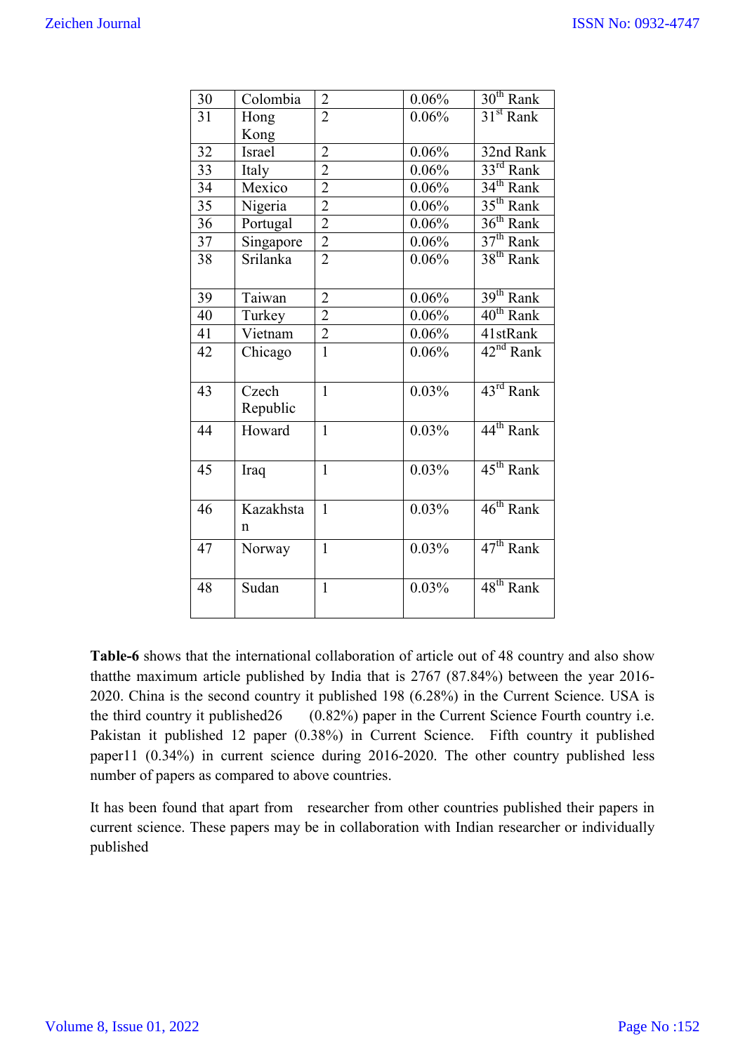| 30 | Colombia | 2 | 0.06% | 30th Rank |
|---|---|---|---|---|
| 31 | Hong Kong | 2 | 0.06% | 31st Rank |
| 32 | Israel | 2 | 0.06% | 32nd Rank |
| 33 | Italy | 2 | 0.06% | 33rd Rank |
| 34 | Mexico | 2 | 0.06% | 34th Rank |
| 35 | Nigeria | 2 | 0.06% | 35th Rank |
| 36 | Portugal | 2 | 0.06% | 36th Rank |
| 37 | Singapore | 2 | 0.06% | 37th Rank |
| 38 | Srilanka | 2 | 0.06% | 38th Rank |
| 39 | Taiwan | 2 | 0.06% | 39th Rank |
| 40 | Turkey | 2 | 0.06% | 40th Rank |
| 41 | Vietnam | 2 | 0.06% | 41stRank |
| 42 | Chicago | 1 | 0.06% | 42nd Rank |
| 43 | Czech Republic | 1 | 0.03% | 43rd Rank |
| 44 | Howard | 1 | 0.03% | 44th Rank |
| 45 | Iraq | 1 | 0.03% | 45th Rank |
| 46 | Kazakhstan | 1 | 0.03% | 46th Rank |
| 47 | Norway | 1 | 0.03% | 47th Rank |
| 48 | Sudan | 1 | 0.03% | 48th Rank |

**Table-6** shows that the international collaboration of article out of 48 country and also show thatthe maximum article published by India that is 2767 (87.84%) between the year 2016-2020. China is the second country it published 198 (6.28%) in the Current Science. USA is the third country it published26 (0.82%) paper in the Current Science Fourth country i.e. Pakistan it published 12 paper (0.38%) in Current Science. Fifth country it published paper11 (0.34%) in current science during 2016-2020. The other country published less number of papers as compared to above countries.

It has been found that apart from researcher from other countries published their papers in current science. These papers may be in collaboration with Indian researcher or individually published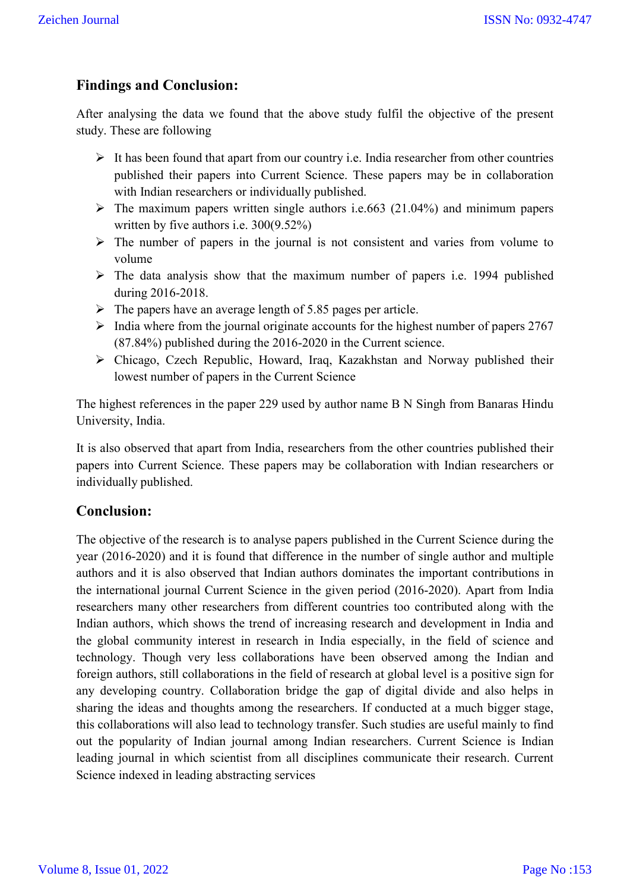## Findings and Conclusion:

After analysing the data we found that the above study fulfil the objective of the present study. These are following

- It has been found that apart from our country i.e. India researcher from other countries published their papers into Current Science. These papers may be in collaboration with Indian researchers or individually published.
- The maximum papers written single authors i.e.663 (21.04%) and minimum papers written by five authors i.e. 300(9.52%)
- The number of papers in the journal is not consistent and varies from volume to volume
- The data analysis show that the maximum number of papers i.e. 1994 published during 2016-2018.
- The papers have an average length of 5.85 pages per article.
- India where from the journal originate accounts for the highest number of papers 2767 (87.84%) published during the 2016-2020 in the Current science.
- Chicago, Czech Republic, Howard, Iraq, Kazakhstan and Norway published their lowest number of papers in the Current Science

The highest references in the paper 229 used by author name B N Singh from Banaras Hindu University, India.

It is also observed that apart from India, researchers from the other countries published their papers into Current Science. These papers may be collaboration with Indian researchers or individually published.

## Conclusion:

The objective of the research is to analyse papers published in the Current Science during the year (2016-2020) and it is found that difference in the number of single author and multiple authors and it is also observed that Indian authors dominates the important contributions in the international journal Current Science in the given period (2016-2020). Apart from India researchers many other researchers from different countries too contributed along with the Indian authors, which shows the trend of increasing research and development in India and the global community interest in research in India especially, in the field of science and technology. Though very less collaborations have been observed among the Indian and foreign authors, still collaborations in the field of research at global level is a positive sign for any developing country. Collaboration bridge the gap of digital divide and also helps in sharing the ideas and thoughts among the researchers. If conducted at a much bigger stage, this collaborations will also lead to technology transfer. Such studies are useful mainly to find out the popularity of Indian journal among Indian researchers. Current Science is Indian leading journal in which scientist from all disciplines communicate their research. Current Science indexed in leading abstracting services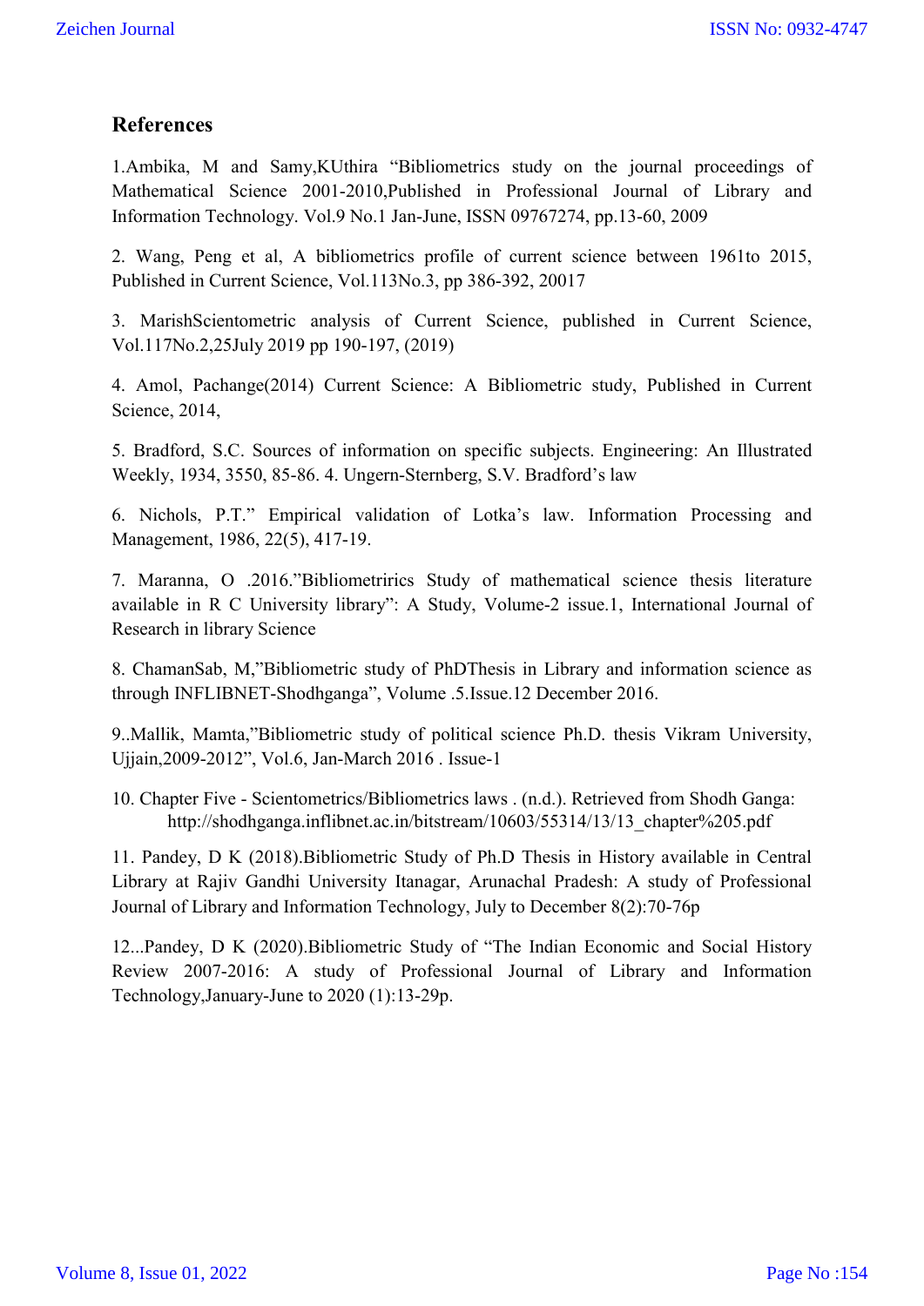## References

1.Ambika, M and Samy,KUthira "Bibliometrics study on the journal proceedings of Mathematical Science 2001-2010,Published in Professional Journal of Library and Information Technology. Vol.9 No.1 Jan-June, ISSN 09767274, pp.13-60, 2009

2. Wang, Peng et al, A bibliometrics profile of current science between 1961to 2015, Published in Current Science, Vol.113No.3, pp 386-392, 20017

3. MarishScientometric analysis of Current Science, published in Current Science, Vol.117No.2,25July 2019 pp 190-197, (2019)

4. Amol, Pachange(2014) Current Science: A Bibliometric study, Published in Current Science, 2014,

5. Bradford, S.C. Sources of information on specific subjects. Engineering: An Illustrated Weekly, 1934, 3550, 85-86. 4. Ungern-Sternberg, S.V. Bradford's law

6. Nichols, P.T." Empirical validation of Lotka's law. Information Processing and Management, 1986, 22(5), 417-19.

7. Maranna, O .2016."Bibliometririrics Study of mathematical science thesis literature available in R C University library": A Study, Volume-2 issue.1, International Journal of Research in library Science

8. ChamanSab, M,"Bibliometric study of PhDThesis in Library and information science as through INFLIBNET-Shodhganga", Volume .5.Issue.12 December 2016.

9..Mallik, Mamta,"Bibliometric study of political science Ph.D. thesis Vikram University, Ujjain,2009-2012", Vol.6, Jan-March 2016 . Issue-1

10. Chapter Five - Scientometrics/Bibliometrics laws . (n.d.). Retrieved from Shodh Ganga: http://shodhganga.inflibnet.ac.in/bitstream/10603/55314/13/13_chapter%205.pdf

11. Pandey, D K (2018).Bibliometric Study of Ph.D Thesis in History available in Central Library at Rajiv Gandhi University Itanagar, Arunachal Pradesh: A study of Professional Journal of Library and Information Technology, July to December 8(2):70-76p

12...Pandey, D K (2020).Bibliometric Study of "The Indian Economic and Social History Review 2007-2016: A study of Professional Journal of Library and Information Technology,January-June to 2020 (1):13-29p.